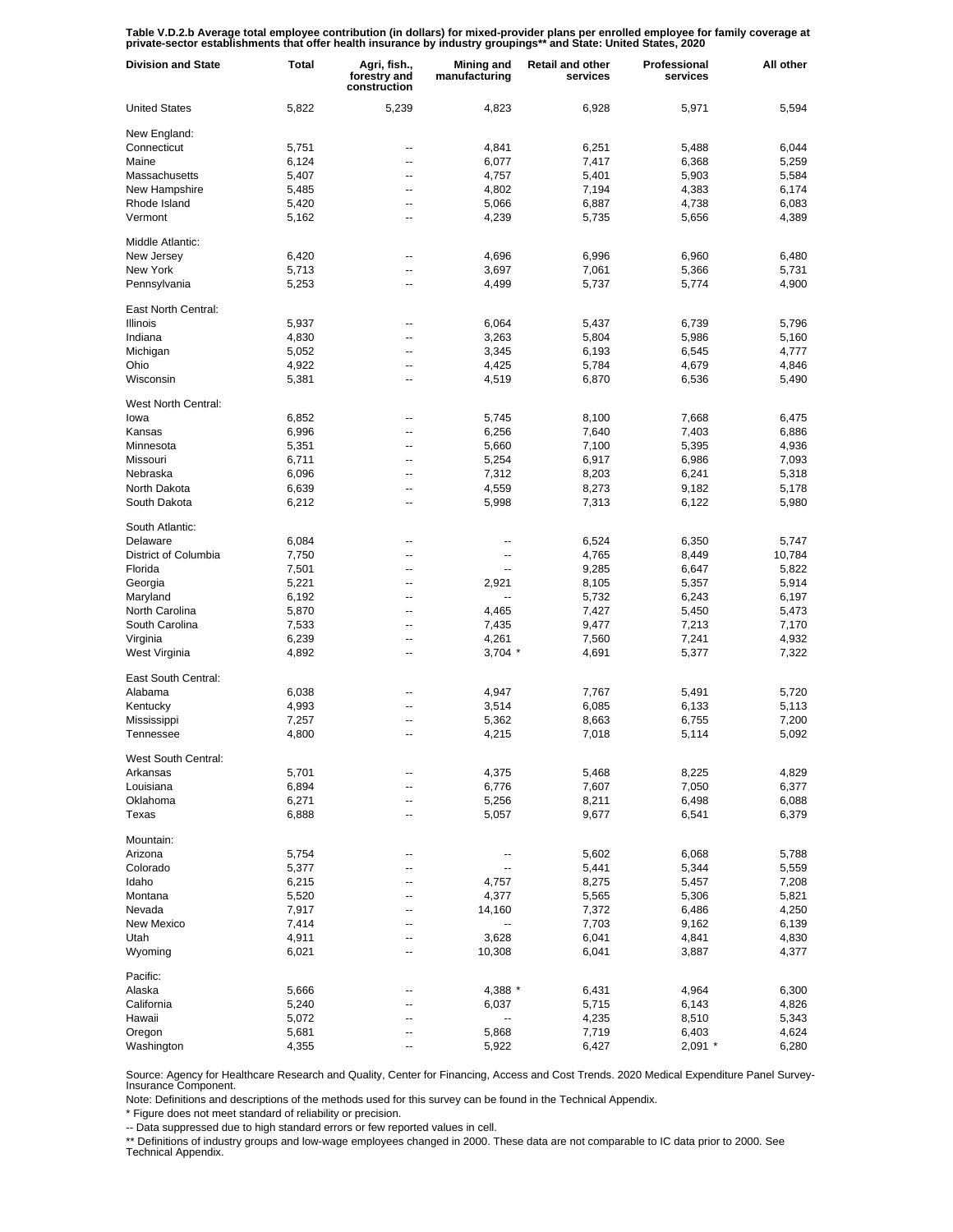**Table V.D.2.b Average total employee contribution (in dollars) for mixed-provider plans per enrolled employee for family coverage at private-sector establishments that offer health insurance by industry groupings** and State: United States, 2020**

| Division and State | Total | Agri, fish., forestry and construction | Mining and manufacturing | Retail and other services | Professional services | All other |
|---|---|---|---|---|---|---|
| United States | 5,822 | 5,239 | 4,823 | 6,928 | 5,971 | 5,594 |
| New England: | | | | | | |
| Connecticut | 5,751 | -- | 4,841 | 6,251 | 5,488 | 6,044 |
| Maine | 6,124 | -- | 6,077 | 7,417 | 6,368 | 5,259 |
| Massachusetts | 5,407 | -- | 4,757 | 5,401 | 5,903 | 5,584 |
| New Hampshire | 5,485 | -- | 4,802 | 7,194 | 4,383 | 6,174 |
| Rhode Island | 5,420 | -- | 5,066 | 6,887 | 4,738 | 6,083 |
| Vermont | 5,162 | -- | 4,239 | 5,735 | 5,656 | 4,389 |
| Middle Atlantic: | | | | | | |
| New Jersey | 6,420 | -- | 4,696 | 6,996 | 6,960 | 6,480 |
| New York | 5,713 | -- | 3,697 | 7,061 | 5,366 | 5,731 |
| Pennsylvania | 5,253 | -- | 4,499 | 5,737 | 5,774 | 4,900 |
| East North Central: | | | | | | |
| Illinois | 5,937 | -- | 6,064 | 5,437 | 6,739 | 5,796 |
| Indiana | 4,830 | -- | 3,263 | 5,804 | 5,986 | 5,160 |
| Michigan | 5,052 | -- | 3,345 | 6,193 | 6,545 | 4,777 |
| Ohio | 4,922 | -- | 4,425 | 5,784 | 4,679 | 4,846 |
| Wisconsin | 5,381 | -- | 4,519 | 6,870 | 6,536 | 5,490 |
| West North Central: | | | | | | |
| Iowa | 6,852 | -- | 5,745 | 8,100 | 7,668 | 6,475 |
| Kansas | 6,996 | -- | 6,256 | 7,640 | 7,403 | 6,886 |
| Minnesota | 5,351 | -- | 5,660 | 7,100 | 5,395 | 4,936 |
| Missouri | 6,711 | -- | 5,254 | 6,917 | 6,986 | 7,093 |
| Nebraska | 6,096 | -- | 7,312 | 8,203 | 6,241 | 5,318 |
| North Dakota | 6,639 | -- | 4,559 | 8,273 | 9,182 | 5,178 |
| South Dakota | 6,212 | -- | 5,998 | 7,313 | 6,122 | 5,980 |
| South Atlantic: | | | | | | |
| Delaware | 6,084 | -- | -- | 6,524 | 6,350 | 5,747 |
| District of Columbia | 7,750 | -- | -- | 4,765 | 8,449 | 10,784 |
| Florida | 7,501 | -- | -- | 9,285 | 6,647 | 5,822 |
| Georgia | 5,221 | -- | 2,921 | 8,105 | 5,357 | 5,914 |
| Maryland | 6,192 | -- | -- | 5,732 | 6,243 | 6,197 |
| North Carolina | 5,870 | -- | 4,465 | 7,427 | 5,450 | 5,473 |
| South Carolina | 7,533 | -- | 7,435 | 9,477 | 7,213 | 7,170 |
| Virginia | 6,239 | -- | 4,261 | 7,560 | 7,241 | 4,932 |
| West Virginia | 4,892 | -- | 3,704 * | 4,691 | 5,377 | 7,322 |
| East South Central: | | | | | | |
| Alabama | 6,038 | -- | 4,947 | 7,767 | 5,491 | 5,720 |
| Kentucky | 4,993 | -- | 3,514 | 6,085 | 6,133 | 5,113 |
| Mississippi | 7,257 | -- | 5,362 | 8,663 | 6,755 | 7,200 |
| Tennessee | 4,800 | -- | 4,215 | 7,018 | 5,114 | 5,092 |
| West South Central: | | | | | | |
| Arkansas | 5,701 | -- | 4,375 | 5,468 | 8,225 | 4,829 |
| Louisiana | 6,894 | -- | 6,776 | 7,607 | 7,050 | 6,377 |
| Oklahoma | 6,271 | -- | 5,256 | 8,211 | 6,498 | 6,088 |
| Texas | 6,888 | -- | 5,057 | 9,677 | 6,541 | 6,379 |
| Mountain: | | | | | | |
| Arizona | 5,754 | -- | -- | 5,602 | 6,068 | 5,788 |
| Colorado | 5,377 | -- | -- | 5,441 | 5,344 | 5,559 |
| Idaho | 6,215 | -- | 4,757 | 8,275 | 5,457 | 7,208 |
| Montana | 5,520 | -- | 4,377 | 5,565 | 5,306 | 5,821 |
| Nevada | 7,917 | -- | 14,160 | 7,372 | 6,486 | 4,250 |
| New Mexico | 7,414 | -- | -- | 7,703 | 9,162 | 6,139 |
| Utah | 4,911 | -- | 3,628 | 6,041 | 4,841 | 4,830 |
| Wyoming | 6,021 | -- | 10,308 | 6,041 | 3,887 | 4,377 |
| Pacific: | | | | | | |
| Alaska | 5,666 | -- | 4,388 * | 6,431 | 4,964 | 6,300 |
| California | 5,240 | -- | 6,037 | 5,715 | 6,143 | 4,826 |
| Hawaii | 5,072 | -- | -- | 4,235 | 8,510 | 5,343 |
| Oregon | 5,681 | -- | 5,868 | 7,719 | 6,403 | 4,624 |
| Washington | 4,355 | -- | 5,922 | 6,427 | 2,091 * | 6,280 |

Source: Agency for Healthcare Research and Quality, Center for Financing, Access and Cost Trends. 2020 Medical Expenditure Panel Survey-Insurance Component.

Note: Definitions and descriptions of the methods used for this survey can be found in the Technical Appendix.

* Figure does not meet standard of reliability or precision.

-- Data suppressed due to high standard errors or few reported values in cell.

** Definitions of industry groups and low-wage employees changed in 2000. These data are not comparable to IC data prior to 2000. See Technical Appendix.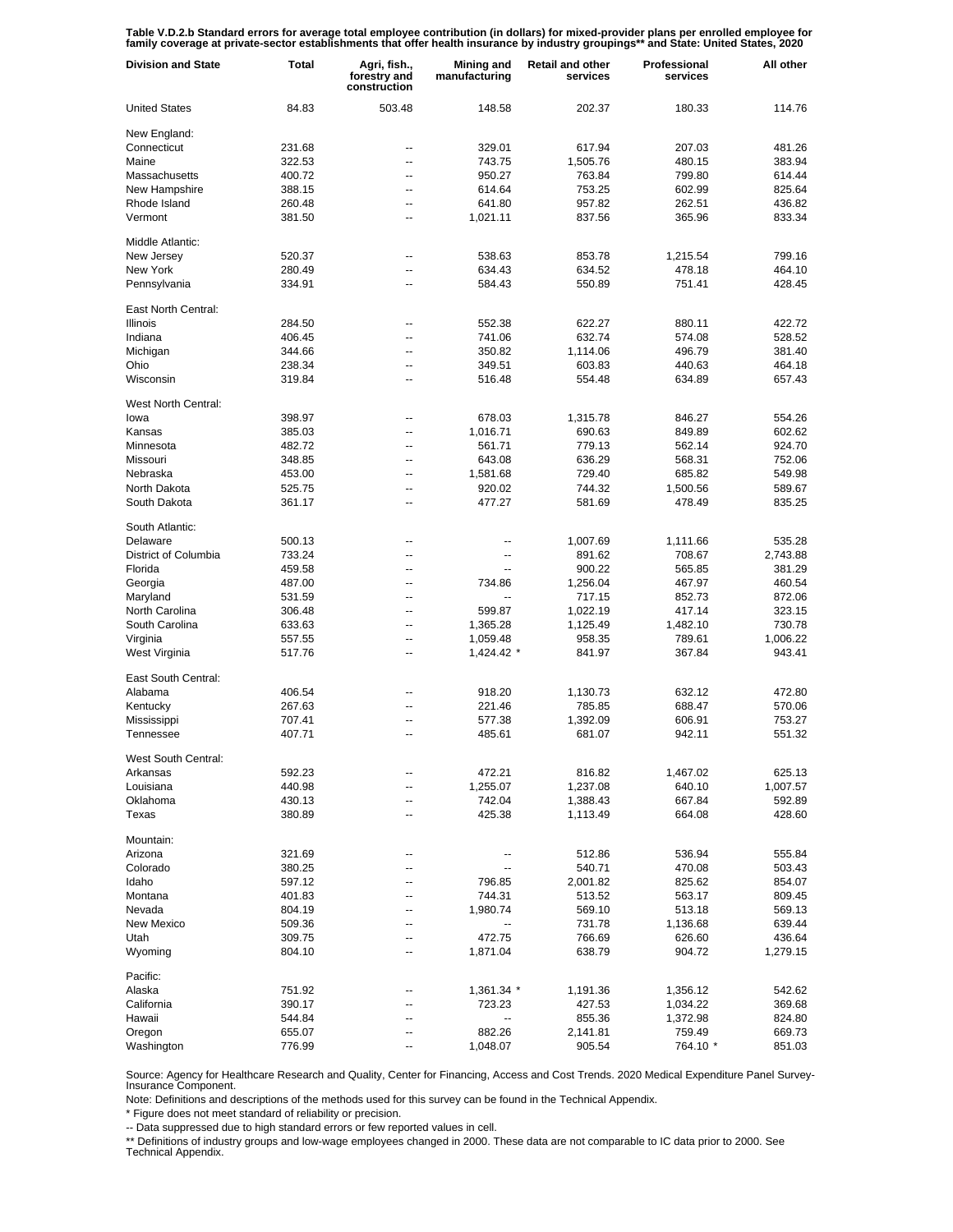**Table V.D.2.b Standard errors for average total employee contribution (in dollars) for mixed-provider plans per enrolled employee for family coverage at private-sector establishments that offer health insurance by industry groupings** and State: United States, 2020**

| Division and State | Total | Agri, fish., forestry and construction | Mining and manufacturing | Retail and other services | Professional services | All other |
|---|---|---|---|---|---|---|
| United States | 84.83 | 503.48 | 148.58 | 202.37 | 180.33 | 114.76 |
| New England: | | | | | | |
| Connecticut | 231.68 | -- | 329.01 | 617.94 | 207.03 | 481.26 |
| Maine | 322.53 | -- | 743.75 | 1,505.76 | 480.15 | 383.94 |
| Massachusetts | 400.72 | -- | 950.27 | 763.84 | 799.80 | 614.44 |
| New Hampshire | 388.15 | -- | 614.64 | 753.25 | 602.99 | 825.64 |
| Rhode Island | 260.48 | -- | 641.80 | 957.82 | 262.51 | 436.82 |
| Vermont | 381.50 | -- | 1,021.11 | 837.56 | 365.96 | 833.34 |
| Middle Atlantic: | | | | | | |
| New Jersey | 520.37 | -- | 538.63 | 853.78 | 1,215.54 | 799.16 |
| New York | 280.49 | -- | 634.43 | 634.52 | 478.18 | 464.10 |
| Pennsylvania | 334.91 | -- | 584.43 | 550.89 | 751.41 | 428.45 |
| East North Central: | | | | | | |
| Illinois | 284.50 | -- | 552.38 | 622.27 | 880.11 | 422.72 |
| Indiana | 406.45 | -- | 741.06 | 632.74 | 574.08 | 528.52 |
| Michigan | 344.66 | -- | 350.82 | 1,114.06 | 496.79 | 381.40 |
| Ohio | 238.34 | -- | 349.51 | 603.83 | 440.63 | 464.18 |
| Wisconsin | 319.84 | -- | 516.48 | 554.48 | 634.89 | 657.43 |
| West North Central: | | | | | | |
| Iowa | 398.97 | -- | 678.03 | 1,315.78 | 846.27 | 554.26 |
| Kansas | 385.03 | -- | 1,016.71 | 690.63 | 849.89 | 602.62 |
| Minnesota | 482.72 | -- | 561.71 | 779.13 | 562.14 | 924.70 |
| Missouri | 348.85 | -- | 643.08 | 636.29 | 568.31 | 752.06 |
| Nebraska | 453.00 | -- | 1,581.68 | 729.40 | 685.82 | 549.98 |
| North Dakota | 525.75 | -- | 920.02 | 744.32 | 1,500.56 | 589.67 |
| South Dakota | 361.17 | -- | 477.27 | 581.69 | 478.49 | 835.25 |
| South Atlantic: | | | | | | |
| Delaware | 500.13 | -- | -- | 1,007.69 | 1,111.66 | 535.28 |
| District of Columbia | 733.24 | -- | -- | 891.62 | 708.67 | 2,743.88 |
| Florida | 459.58 | -- | -- | 900.22 | 565.85 | 381.29 |
| Georgia | 487.00 | -- | 734.86 | 1,256.04 | 467.97 | 460.54 |
| Maryland | 531.59 | -- | -- | 717.15 | 852.73 | 872.06 |
| North Carolina | 306.48 | -- | 599.87 | 1,022.19 | 417.14 | 323.15 |
| South Carolina | 633.63 | -- | 1,365.28 | 1,125.49 | 1,482.10 | 730.78 |
| Virginia | 557.55 | -- | 1,059.48 | 958.35 | 789.61 | 1,006.22 |
| West Virginia | 517.76 | -- | 1,424.42 * | 841.97 | 367.84 | 943.41 |
| East South Central: | | | | | | |
| Alabama | 406.54 | -- | 918.20 | 1,130.73 | 632.12 | 472.80 |
| Kentucky | 267.63 | -- | 221.46 | 785.85 | 688.47 | 570.06 |
| Mississippi | 707.41 | -- | 577.38 | 1,392.09 | 606.91 | 753.27 |
| Tennessee | 407.71 | -- | 485.61 | 681.07 | 942.11 | 551.32 |
| West South Central: | | | | | | |
| Arkansas | 592.23 | -- | 472.21 | 816.82 | 1,467.02 | 625.13 |
| Louisiana | 440.98 | -- | 1,255.07 | 1,237.08 | 640.10 | 1,007.57 |
| Oklahoma | 430.13 | -- | 742.04 | 1,388.43 | 667.84 | 592.89 |
| Texas | 380.89 | -- | 425.38 | 1,113.49 | 664.08 | 428.60 |
| Mountain: | | | | | | |
| Arizona | 321.69 | -- | -- | 512.86 | 536.94 | 555.84 |
| Colorado | 380.25 | -- | -- | 540.71 | 470.08 | 503.43 |
| Idaho | 597.12 | -- | 796.85 | 2,001.82 | 825.62 | 854.07 |
| Montana | 401.83 | -- | 744.31 | 513.52 | 563.17 | 809.45 |
| Nevada | 804.19 | -- | 1,980.74 | 569.10 | 513.18 | 569.13 |
| New Mexico | 509.36 | -- | -- | 731.78 | 1,136.68 | 639.44 |
| Utah | 309.75 | -- | 472.75 | 766.69 | 626.60 | 436.64 |
| Wyoming | 804.10 | -- | 1,871.04 | 638.79 | 904.72 | 1,279.15 |
| Pacific: | | | | | | |
| Alaska | 751.92 | -- | 1,361.34 * | 1,191.36 | 1,356.12 | 542.62 |
| California | 390.17 | -- | 723.23 | 427.53 | 1,034.22 | 369.68 |
| Hawaii | 544.84 | -- | -- | 855.36 | 1,372.98 | 824.80 |
| Oregon | 655.07 | -- | 882.26 | 2,141.81 | 759.49 | 669.73 |
| Washington | 776.99 | -- | 1,048.07 | 905.54 | 764.10 * | 851.03 |

Source: Agency for Healthcare Research and Quality, Center for Financing, Access and Cost Trends. 2020 Medical Expenditure Panel Survey-Insurance Component.

Note: Definitions and descriptions of the methods used for this survey can be found in the Technical Appendix.

* Figure does not meet standard of reliability or precision.

-- Data suppressed due to high standard errors or few reported values in cell.

** Definitions of industry groups and low-wage employees changed in 2000. These data are not comparable to IC data prior to 2000. See Technical Appendix.